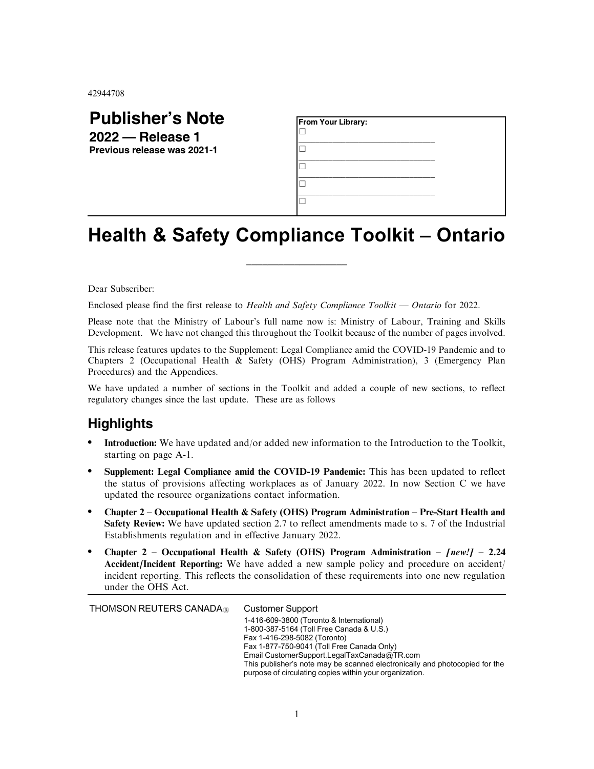42944708

# Publisher's Note

**2022 — Release 1**

**Previous release was 2021-1**

**From Your Library:**

- ☐ ______________________________
- ☐ ______________________________
- ☐ ______________________________
- ☐ ______________________________
- ☐

# Health & Safety Compliance Toolkit – Ontario

---

Dear Subscriber:

Enclosed please find the first release to *Health and Safety Compliance Toolkit — Ontario* for 2022.

Please note that the Ministry of Labour's full name now is: Ministry of Labour, Training and Skills Development. We have not changed this throughout the Toolkit because of the number of pages involved.

This release features updates to the Supplement: Legal Compliance amid the COVID-19 Pandemic and to Chapters 2 (Occupational Health & Safety (OHS) Program Administration), 3 (Emergency Plan Procedures) and the Appendices.

We have updated a number of sections in the Toolkit and added a couple of new sections, to reflect regulatory changes since the last update. These are as follows

## Highlights

- **Introduction:** We have updated and/or added new information to the Introduction to the Toolkit, starting on page A-1.
- **Supplement: Legal Compliance amid the COVID-19 Pandemic:** This has been updated to reflect the status of provisions affecting workplaces as of January 2022. In now Section C we have updated the resource organizations contact information.
- **Chapter 2 – Occupational Health & Safety (OHS) Program Administration – Pre-Start Health and Safety Review:** We have updated section 2.7 to reflect amendments made to s. 7 of the Industrial Establishments regulation and in effective January 2022.
- **Chapter 2 – Occupational Health & Safety (OHS) Program Administration – *[new!]* – 2.24 Accident/Incident Reporting:** We have added a new sample policy and procedure on accident/incident reporting. This reflects the consolidation of these requirements into one new regulation under the OHS Act.

---

THOMSON REUTERS CANADA®

Customer Support

1-416-609-3800 (Toronto & International)
1-800-387-5164 (Toll Free Canada & U.S.)
Fax 1-416-298-5082 (Toronto)
Fax 1-877-750-9041 (Toll Free Canada Only)
Email CustomerSupport.LegalTaxCanada@TR.com
This publisher's note may be scanned electronically and photocopied for the purpose of circulating copies within your organization.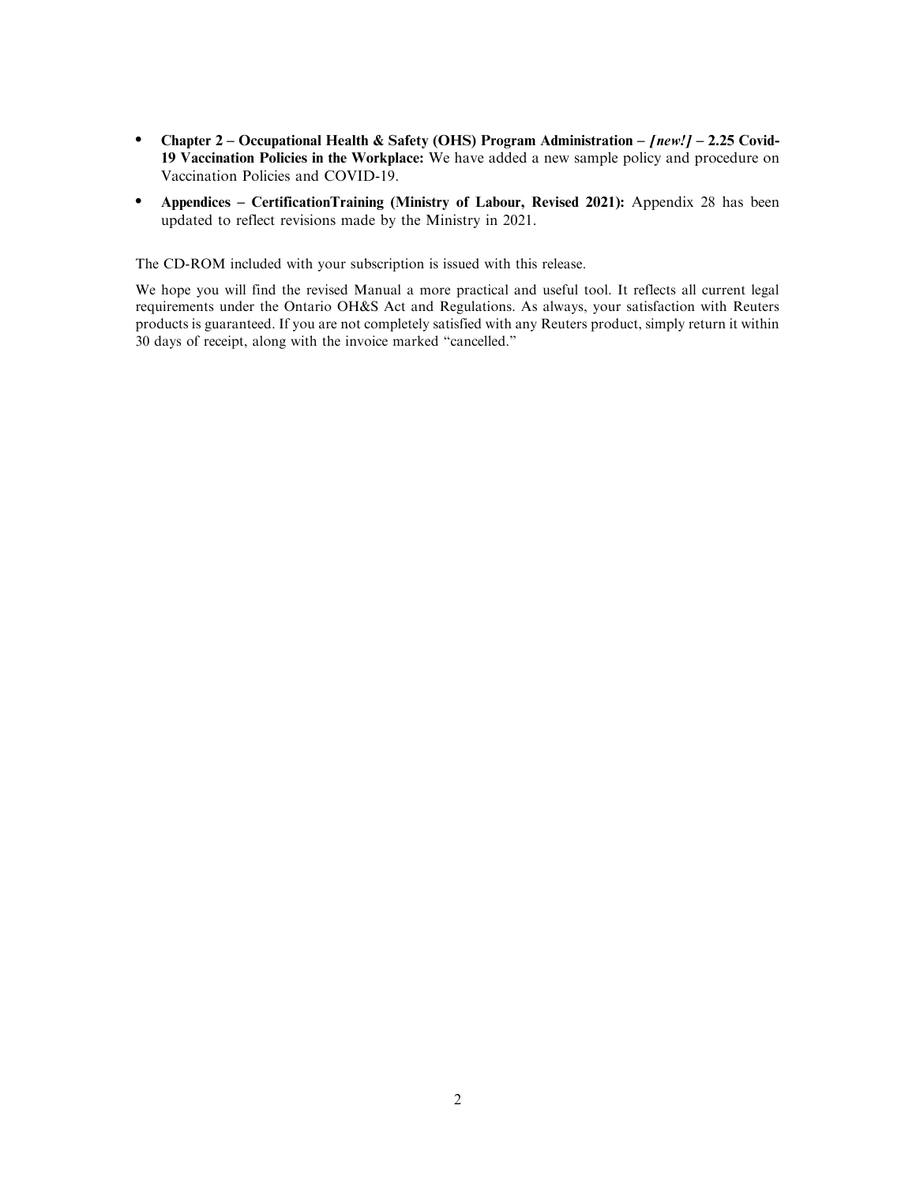- **Chapter 2 – Occupational Health & Safety (OHS) Program Administration – *[new!]* – 2.25 Covid-19 Vaccination Policies in the Workplace:** We have added a new sample policy and procedure on Vaccination Policies and COVID-19.
- **Appendices – CertificationTraining (Ministry of Labour, Revised 2021):** Appendix 28 has been updated to reflect revisions made by the Ministry in 2021.

The CD-ROM included with your subscription is issued with this release.

We hope you will find the revised Manual a more practical and useful tool. It reflects all current legal requirements under the Ontario OH&S Act and Regulations. As always, your satisfaction with Reuters products is guaranteed. If you are not completely satisfied with any Reuters product, simply return it within 30 days of receipt, along with the invoice marked "cancelled."